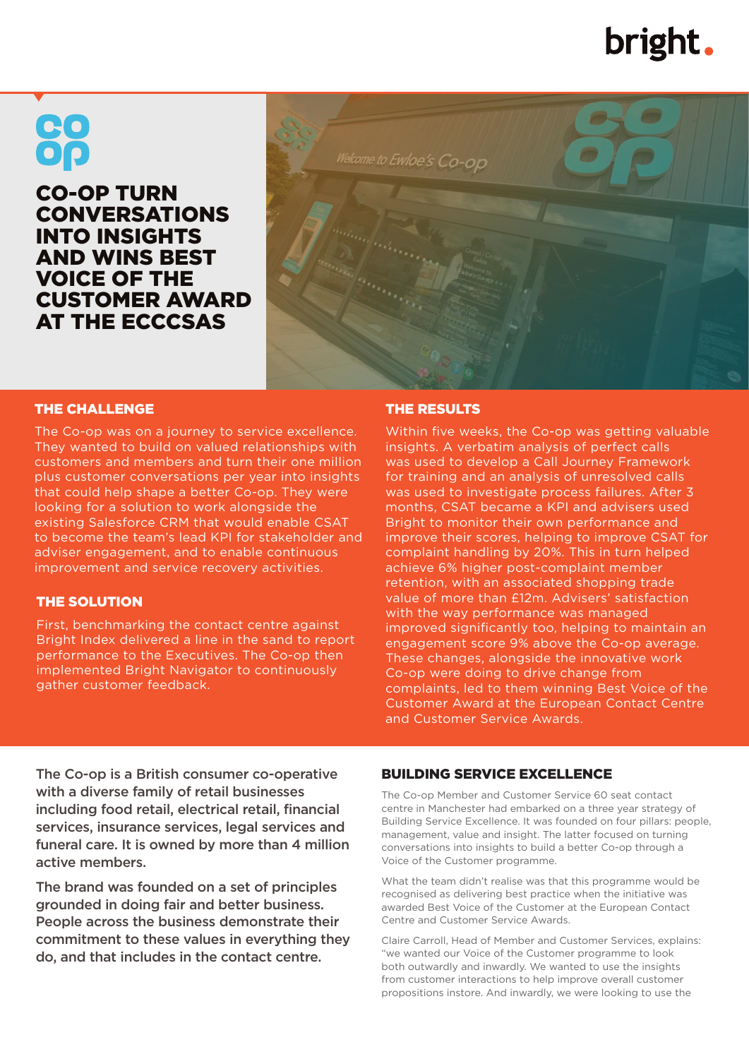# CO-OP TURN CONVERSATIONS INTO INSIGHTS AND WINS BEST VOICE OF THE CUSTOMER AWARD AT THE ECCCSAS

## THE CHALLENGE

The Co-op was on a journey to service excellence. They wanted to build on valued relationships with customers and members and turn their one million plus customer conversations per year into insights that could help shape a better Co-op. They were looking for a solution to work alongside the existing Salesforce CRM that would enable CSAT to become the team's lead KPI for stakeholder and adviser engagement, and to enable continuous improvement and service recovery activities.

## THE SOLUTION

First, benchmarking the contact centre against Bright Index delivered a line in the sand to report performance to the Executives. The Co-op then implemented Bright Navigator to continuously gather customer feedback.

## THE RESULTS

Within five weeks, the Co-op was getting valuable insights. A verbatim analysis of perfect calls was used to develop a Call Journey Framework for training and an analysis of unresolved calls was used to investigate process failures. After 3 months, CSAT became a KPI and advisers used Bright to monitor their own performance and improve their scores, helping to improve CSAT for complaint handling by 20%. This in turn helped achieve 6% higher post-complaint member retention, with an associated shopping trade value of more than £12m. Advisers' satisfaction with the way performance was managed improved significantly too, helping to maintain an engagement score 9% above the Co-op average. These changes, alongside the innovative work Co-op were doing to drive change from complaints, led to them winning Best Voice of the Customer Award at the European Contact Centre and Customer Service Awards.

**The Co-op is a British consumer co-operative with a diverse family of retail businesses including food retail, electrical retail, financial services, insurance services, legal services and funeral care. It is owned by more than 4 million active members.**

**The brand was founded on a set of principles grounded in doing fair and better business. People across the business demonstrate their commitment to these values in everything they do, and that includes in the contact centre.**

## BUILDING SERVICE EXCELLENCE

The Co-op Member and Customer Service 60 seat contact centre in Manchester had embarked on a three year strategy of Building Service Excellence. It was founded on four pillars: people, management, value and insight. The latter focused on turning conversations into insights to build a better Co-op through a Voice of the Customer programme.

What the team didn't realise was that this programme would be recognised as delivering best practice when the initiative was awarded Best Voice of the Customer at the European Contact Centre and Customer Service Awards.

Claire Carroll, Head of Member and Customer Services, explains: "we wanted our Voice of the Customer programme to look both outwardly and inwardly. We wanted to use the insights from customer interactions to help improve overall customer propositions instore. And inwardly, we were looking to use the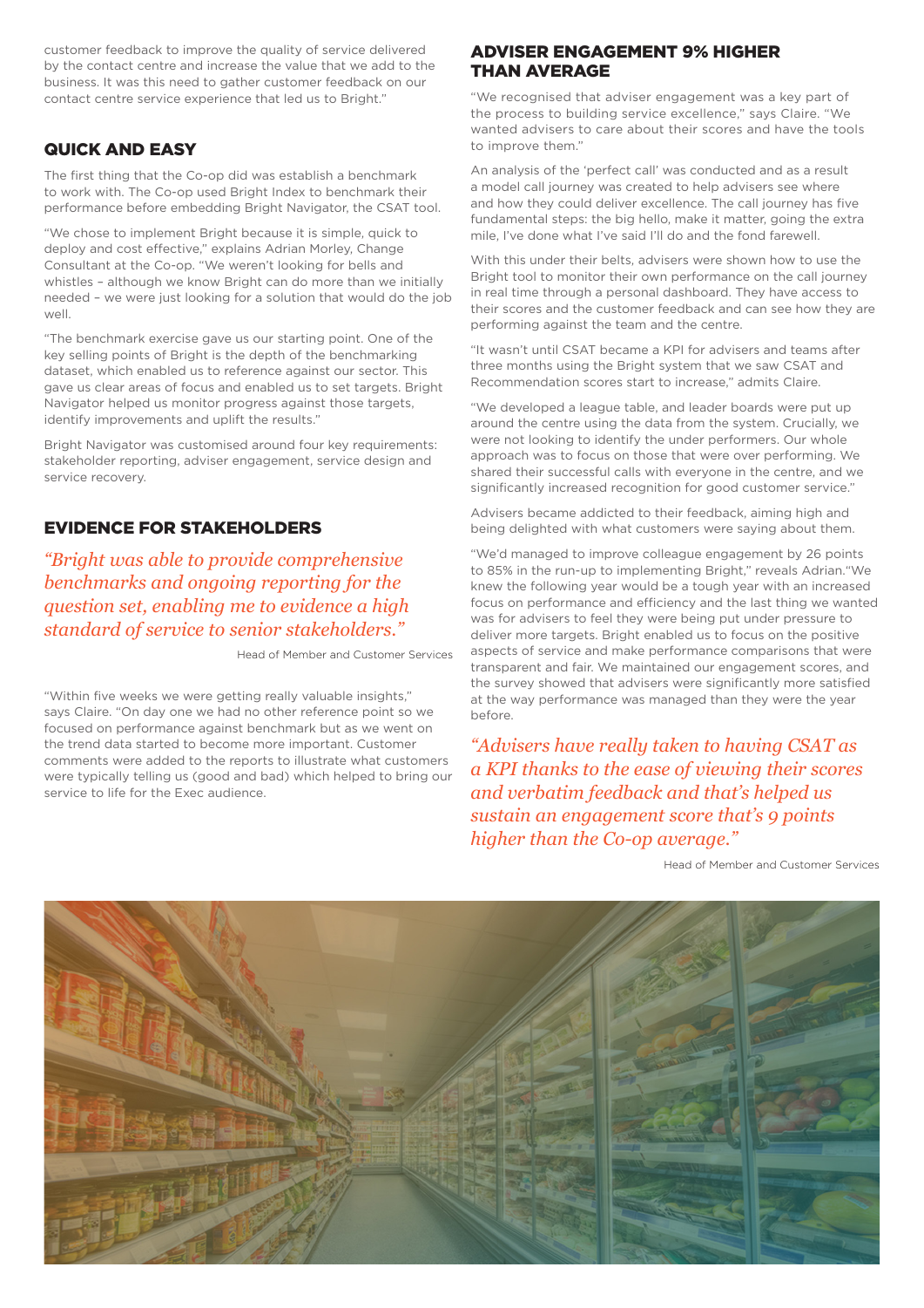customer feedback to improve the quality of service delivered by the contact centre and increase the value that we add to the business. It was this need to gather customer feedback on our contact centre service experience that led us to Bright."

## QUICK AND EASY

The first thing that the Co-op did was establish a benchmark to work with. The Co-op used Bright Index to benchmark their performance before embedding Bright Navigator, the CSAT tool.

"We chose to implement Bright because it is simple, quick to deploy and cost effective," explains Adrian Morley, Change Consultant at the Co-op. "We weren't looking for bells and whistles – although we know Bright can do more than we initially needed – we were just looking for a solution that would do the job well.

"The benchmark exercise gave us our starting point. One of the key selling points of Bright is the depth of the benchmarking dataset, which enabled us to reference against our sector. This gave us clear areas of focus and enabled us to set targets. Bright Navigator helped us monitor progress against those targets, identify improvements and uplift the results."

Bright Navigator was customised around four key requirements: stakeholder reporting, adviser engagement, service design and service recovery.

## EVIDENCE FOR STAKEHOLDERS

*"Bright was able to provide comprehensive benchmarks and ongoing reporting for the question set, enabling me to evidence a high standard of service to senior stakeholders."*

Head of Member and Customer Services

"Within five weeks we were getting really valuable insights," says Claire. "On day one we had no other reference point so we focused on performance against benchmark but as we went on the trend data started to become more important. Customer comments were added to the reports to illustrate what customers were typically telling us (good and bad) which helped to bring our service to life for the Exec audience.

## ADVISER ENGAGEMENT 9% HIGHER THAN AVERAGE

"We recognised that adviser engagement was a key part of the process to building service excellence," says Claire. "We wanted advisers to care about their scores and have the tools to improve them."

An analysis of the 'perfect call' was conducted and as a result a model call journey was created to help advisers see where and how they could deliver excellence. The call journey has five fundamental steps: the big hello, make it matter, going the extra mile, I've done what I've said I'll do and the fond farewell.

With this under their belts, advisers were shown how to use the Bright tool to monitor their own performance on the call journey in real time through a personal dashboard. They have access to their scores and the customer feedback and can see how they are performing against the team and the centre.

"It wasn't until CSAT became a KPI for advisers and teams after three months using the Bright system that we saw CSAT and Recommendation scores start to increase," admits Claire.

"We developed a league table, and leader boards were put up around the centre using the data from the system. Crucially, we were not looking to identify the under performers. Our whole approach was to focus on those that were over performing. We shared their successful calls with everyone in the centre, and we significantly increased recognition for good customer service."

Advisers became addicted to their feedback, aiming high and being delighted with what customers were saying about them.

"We'd managed to improve colleague engagement by 26 points to 85% in the run-up to implementing Bright," reveals Adrian."We knew the following year would be a tough year with an increased focus on performance and efficiency and the last thing we wanted was for advisers to feel they were being put under pressure to deliver more targets. Bright enabled us to focus on the positive aspects of service and make performance comparisons that were transparent and fair. We maintained our engagement scores, and the survey showed that advisers were significantly more satisfied at the way performance was managed than they were the year before.

*"Advisers have really taken to having CSAT as a KPI thanks to the ease of viewing their scores and verbatim feedback and that's helped us sustain an engagement score that's 9 points higher than the Co-op average."*

Head of Member and Customer Services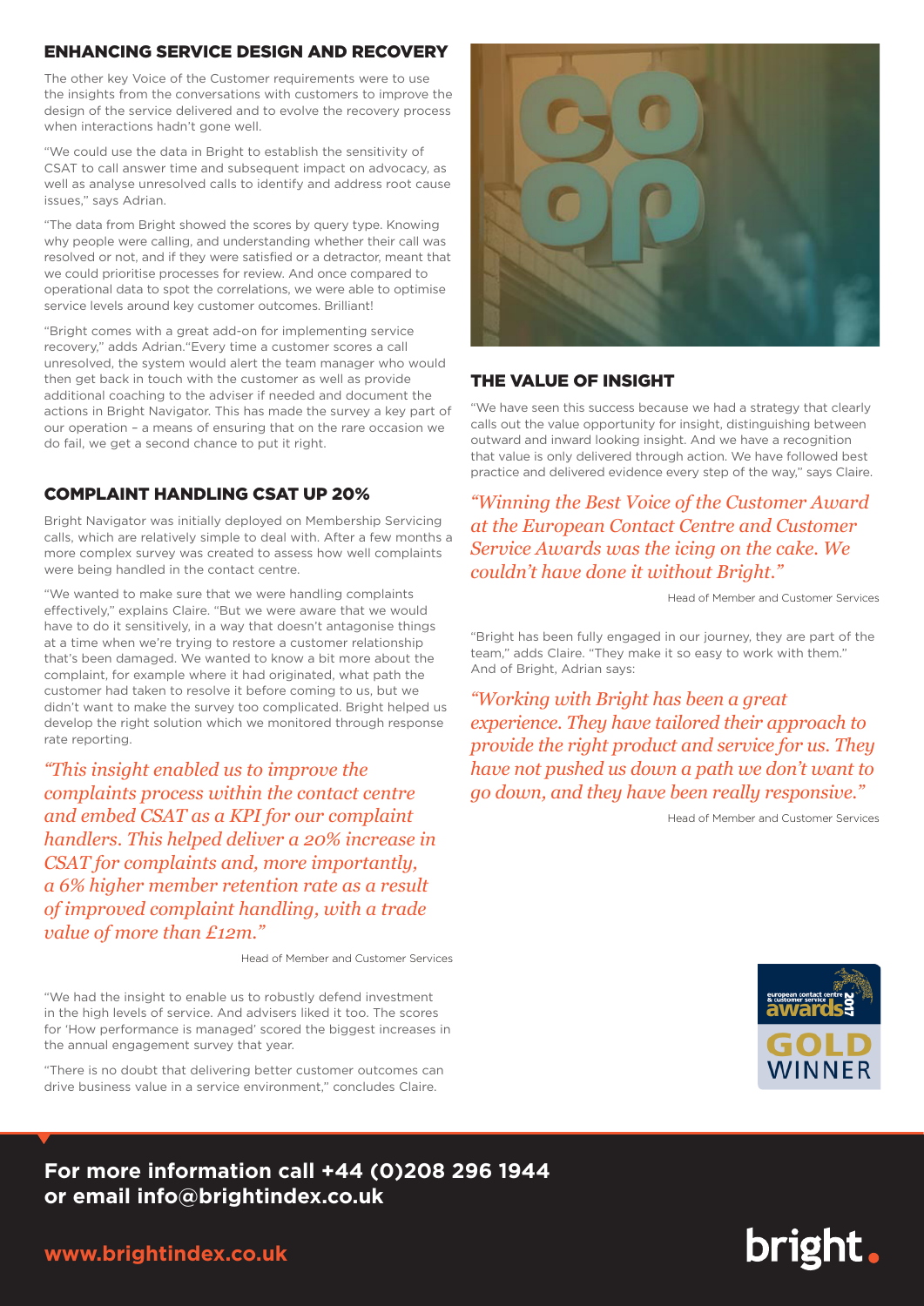## ENHANCING SERVICE DESIGN AND RECOVERY

The other key Voice of the Customer requirements were to use the insights from the conversations with customers to improve the design of the service delivered and to evolve the recovery process when interactions hadn't gone well.

"We could use the data in Bright to establish the sensitivity of CSAT to call answer time and subsequent impact on advocacy, as well as analyse unresolved calls to identify and address root cause issues," says Adrian.

"The data from Bright showed the scores by query type. Knowing why people were calling, and understanding whether their call was resolved or not, and if they were satisfied or a detractor, meant that we could prioritise processes for review. And once compared to operational data to spot the correlations, we were able to optimise service levels around key customer outcomes. Brilliant!

"Bright comes with a great add-on for implementing service recovery," adds Adrian."Every time a customer scores a call unresolved, the system would alert the team manager who would then get back in touch with the customer as well as provide additional coaching to the adviser if needed and document the actions in Bright Navigator. This has made the survey a key part of our operation – a means of ensuring that on the rare occasion we do fail, we get a second chance to put it right.

## COMPLAINT HANDLING CSAT UP 20%

Bright Navigator was initially deployed on Membership Servicing calls, which are relatively simple to deal with. After a few months a more complex survey was created to assess how well complaints were being handled in the contact centre.

"We wanted to make sure that we were handling complaints effectively," explains Claire. "But we were aware that we would have to do it sensitively, in a way that doesn't antagonise things at a time when we're trying to restore a customer relationship that's been damaged. We wanted to know a bit more about the complaint, for example where it had originated, what path the customer had taken to resolve it before coming to us, but we didn't want to make the survey too complicated. Bright helped us develop the right solution which we monitored through response rate reporting.

*"This insight enabled us to improve the complaints process within the contact centre and embed CSAT as a KPI for our complaint handlers. This helped deliver a 20% increase in CSAT for complaints and, more importantly, a 6% higher member retention rate as a result of improved complaint handling, with a trade value of more than £12m."*

Head of Member and Customer Services

"We had the insight to enable us to robustly defend investment in the high levels of service. And advisers liked it too. The scores for 'How performance is managed' scored the biggest increases in the annual engagement survey that year.

"There is no doubt that delivering better customer outcomes can drive business value in a service environment," concludes Claire.

## THE VALUE OF INSIGHT

"We have seen this success because we had a strategy that clearly calls out the value opportunity for insight, distinguishing between outward and inward looking insight. And we have a recognition that value is only delivered through action. We have followed best practice and delivered evidence every step of the way," says Claire.

*"Winning the Best Voice of the Customer Award at the European Contact Centre and Customer Service Awards was the icing on the cake. We couldn't have done it without Bright."*

Head of Member and Customer Services

"Bright has been fully engaged in our journey, they are part of the team," adds Claire. "They make it so easy to work with them." And of Bright, Adrian says:

*"Working with Bright has been a great experience. They have tailored their approach to provide the right product and service for us. They have not pushed us down a path we don't want to go down, and they have been really responsive."*

Head of Member and Customer Services

european contact centre & customer service awards 2017
GOLD WINNER

**For more information call +44 (0)208 296 1944 or email info@brightindex.co.uk**

**www.brightindex.co.uk**

bright.